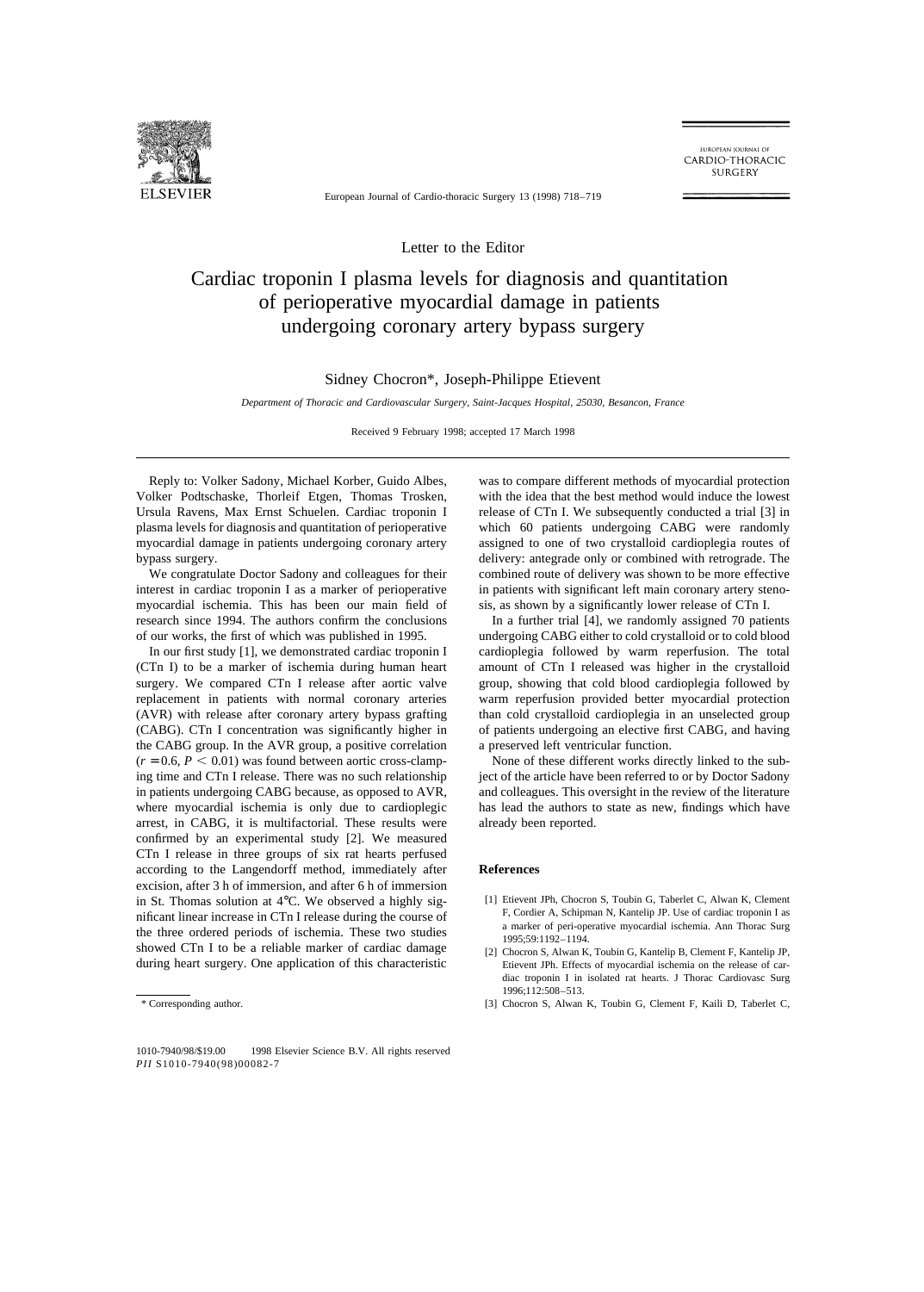Letter to the Editor

# Cardiac troponin I plasma levels for diagnosis and quantitation of perioperative myocardial damage in patients undergoing coronary artery bypass surgery

Sidney Chocron*, Joseph-Philippe Etievent

*Department of Thoracic and Cardiovascular Surgery, Saint-Jacques Hospital, 25030, Besancon, France*

Received 9 February 1998; accepted 17 March 1998

---

Reply to: Volker Sadony, Michael Korber, Guido Albes, Volker Podtschaske, Thorleif Etgen, Thomas Trosken, Ursula Ravens, Max Ernst Schuelen. Cardiac troponin I plasma levels for diagnosis and quantitation of perioperative myocardial damage in patients undergoing coronary artery bypass surgery.

We congratulate Doctor Sadony and colleagues for their interest in cardiac troponin I as a marker of perioperative myocardial ischemia. This has been our main field of research since 1994. The authors confirm the conclusions of our works, the first of which was published in 1995.

In our first study [1], we demonstrated cardiac troponin I (CTn I) to be a marker of ischemia during human heart surgery. We compared CTn I release after aortic valve replacement in patients with normal coronary arteries (AVR) with release after coronary artery bypass grafting (CABG). CTn I concentration was significantly higher in the CABG group. In the AVR group, a positive correlation ($r = 0.6$, $P < 0.01$) was found between aortic cross-clamping time and CTn I release. There was no such relationship in patients undergoing CABG because, as opposed to AVR, where myocardial ischemia is only due to cardioplegic arrest, in CABG, it is multifactorial. These results were confirmed by an experimental study [2]. We measured CTn I release in three groups of six rat hearts perfused according to the Langendorff method, immediately after excision, after 3 h of immersion, and after 6 h of immersion in St. Thomas solution at 4°C. We observed a highly significant linear increase in CTn I release during the course of the three ordered periods of ischemia. These two studies showed CTn I to be a reliable marker of cardiac damage during heart surgery. One application of this characteristic was to compare different methods of myocardial protection with the idea that the best method would induce the lowest release of CTn I. We subsequently conducted a trial [3] in which 60 patients undergoing CABG were randomly assigned to one of two crystalloid cardioplegia routes of delivery: antegrade only or combined with retrograde. The combined route of delivery was shown to be more effective in patients with significant left main coronary artery stenosis, as shown by a significantly lower release of CTn I.

In a further trial [4], we randomly assigned 70 patients undergoing CABG either to cold crystalloid or to cold blood cardioplegia followed by warm reperfusion. The total amount of CTn I released was higher in the crystalloid group, showing that cold blood cardioplegia followed by warm reperfusion provided better myocardial protection than cold crystalloid cardioplegia in an unselected group of patients undergoing an elective first CABG, and having a preserved left ventricular function.

None of these different works directly linked to the subject of the article have been referred to or by Doctor Sadony and colleagues. This oversight in the review of the literature has lead the authors to state as new, findings which have already been reported.

\* Corresponding author.

## References

[1] Etievent JPh, Chocron S, Toubin G, Taberlet C, Alwan K, Clement F, Cordier A, Schipman N, Kantelip JP. Use of cardiac troponin I as a marker of peri-operative myocardial ischemia. Ann Thorac Surg 1995;59:1192–1194.

[2] Chocron S, Alwan K, Toubin G, Kantelip B, Clement F, Kantelip JP, Etievent JPh. Effects of myocardial ischemia on the release of cardiac troponin I in isolated rat hearts. J Thorac Cardiovasc Surg 1996;112:508–513.

[3] Chocron S, Alwan K, Toubin G, Clement F, Kaili D, Taberlet C,

1010-7940/98/$19.00 1998 Elsevier Science B.V. All rights reserved
*PII* S1010-7940(98)00082-7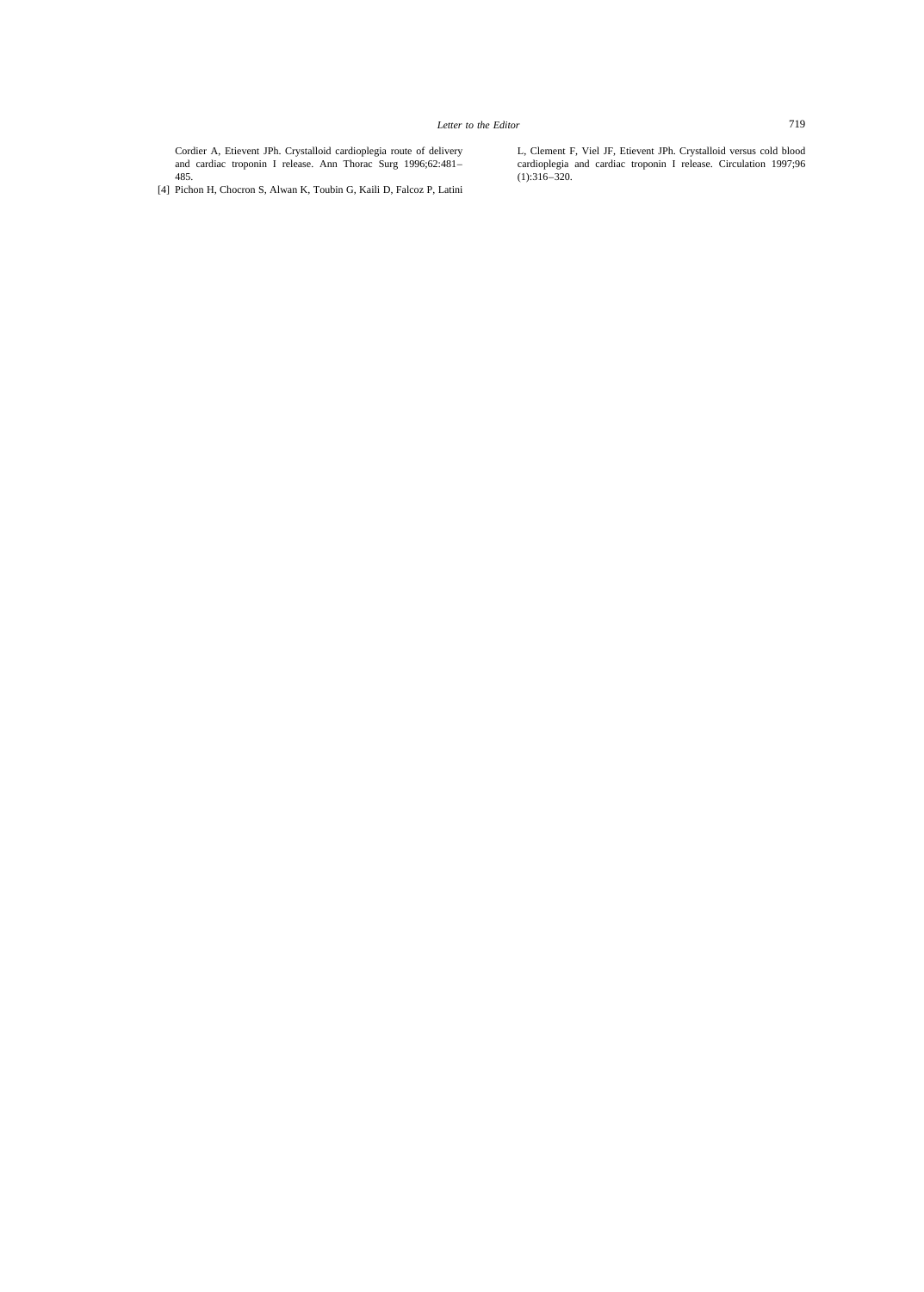Cordier A, Etievent JPh. Crystalloid cardioplegia route of delivery and cardiac troponin I release. Ann Thorac Surg 1996;62:481–485.

[4] Pichon H, Chocron S, Alwan K, Toubin G, Kaili D, Falcoz P, Latini L, Clement F, Viel JF, Etievent JPh. Crystalloid versus cold blood cardioplegia and cardiac troponin I release. Circulation 1997;96 (1):316–320.